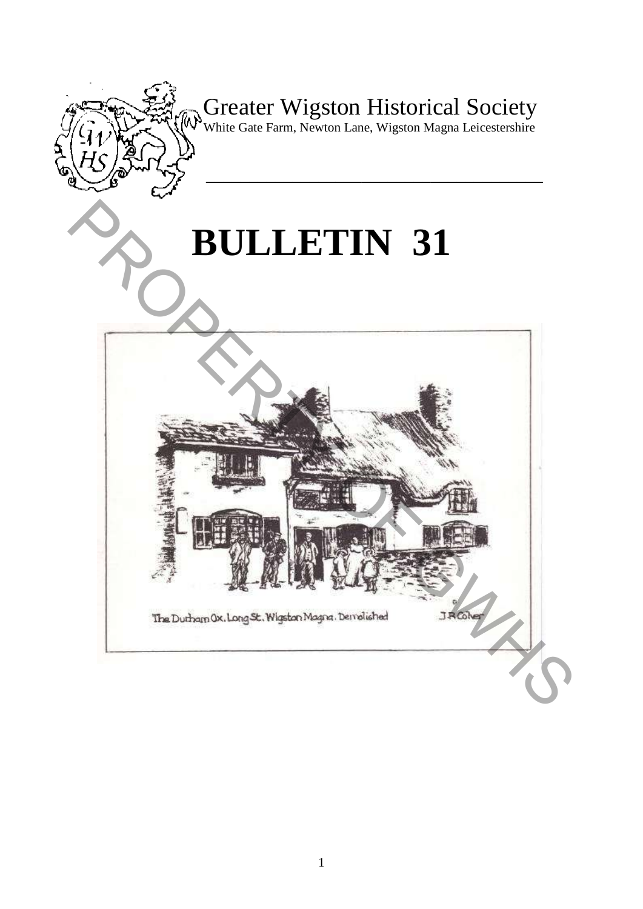# Greater Wigston Historical Society

White Gate Farm, Newton Lane, Wigston Magna Leicestershire

# BULLETIN 31

The Durham Ox. Long St. Wigston Magna. Demolished — J.R. Colver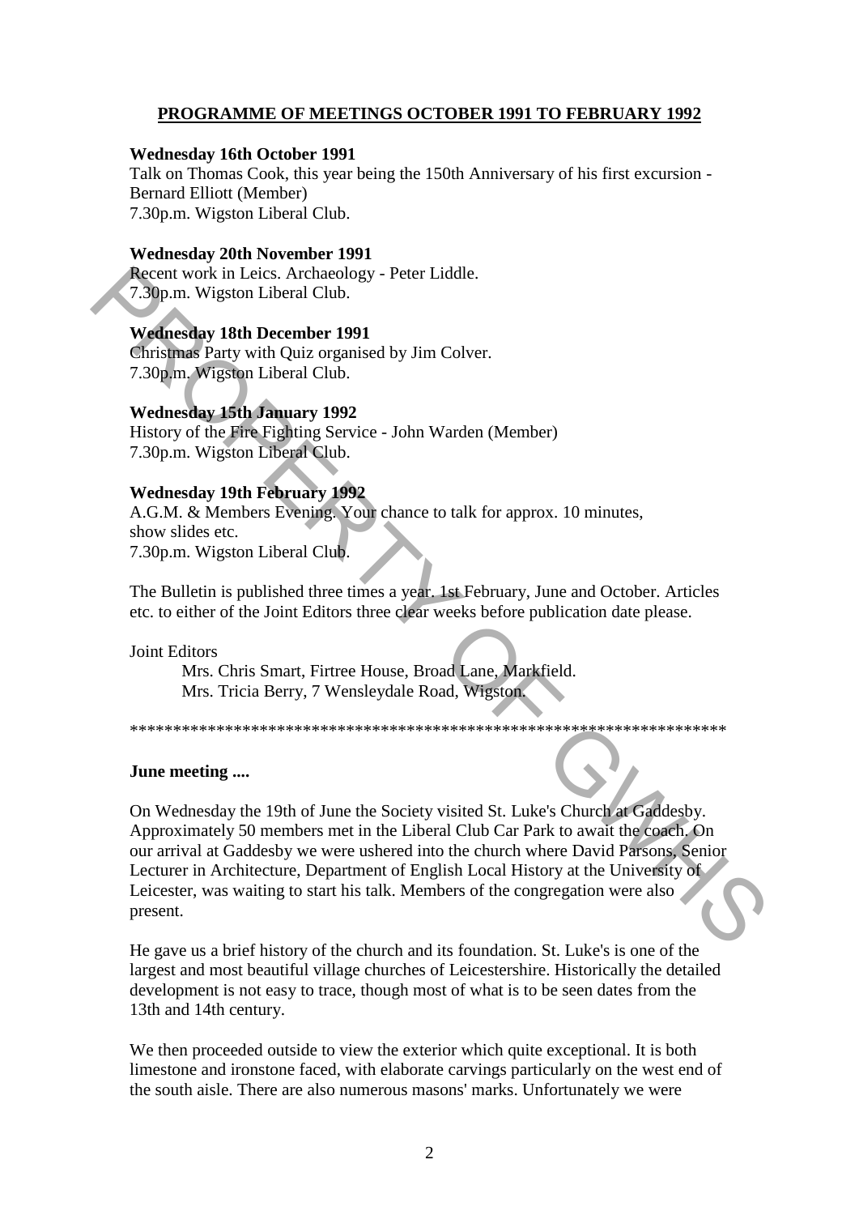## PROGRAMME OF MEETINGS OCTOBER 1991 TO FEBRUARY 1992

**Wednesday 16th October 1991**
Talk on Thomas Cook, this year being the 150th Anniversary of his first excursion - Bernard Elliott (Member)
7.30p.m. Wigston Liberal Club.

**Wednesday 20th November 1991**
Recent work in Leics. Archaeology - Peter Liddle.
7.30p.m. Wigston Liberal Club.

**Wednesday 18th December 1991**
Christmas Party with Quiz organised by Jim Colver.
7.30p.m. Wigston Liberal Club.

**Wednesday 15th January 1992**
History of the Fire Fighting Service - John Warden (Member)
7.30p.m. Wigston Liberal Club.

**Wednesday 19th February 1992**
A.G.M. & Members Evening. Your chance to talk for approx. 10 minutes, show slides etc.
7.30p.m. Wigston Liberal Club.

The Bulletin is published three times a year. 1st February, June and October. Articles etc. to either of the Joint Editors three clear weeks before publication date please.

Joint Editors
Mrs. Chris Smart, Firtree House, Broad Lane, Markfield.
Mrs. Tricia Berry, 7 Wensleydale Road, Wigston.

**********************************************************************

**June meeting ....**

On Wednesday the 19th of June the Society visited St. Luke's Church at Gaddesby. Approximately 50 members met in the Liberal Club Car Park to await the coach. On our arrival at Gaddesby we were ushered into the church where David Parsons, Senior Lecturer in Architecture, Department of English Local History at the University of Leicester, was waiting to start his talk. Members of the congregation were also present.

He gave us a brief history of the church and its foundation. St. Luke's is one of the largest and most beautiful village churches of Leicestershire. Historically the detailed development is not easy to trace, though most of what is to be seen dates from the 13th and 14th century.

We then proceeded outside to view the exterior which quite exceptional. It is both limestone and ironstone faced, with elaborate carvings particularly on the west end of the south aisle. There are also numerous masons' marks. Unfortunately we were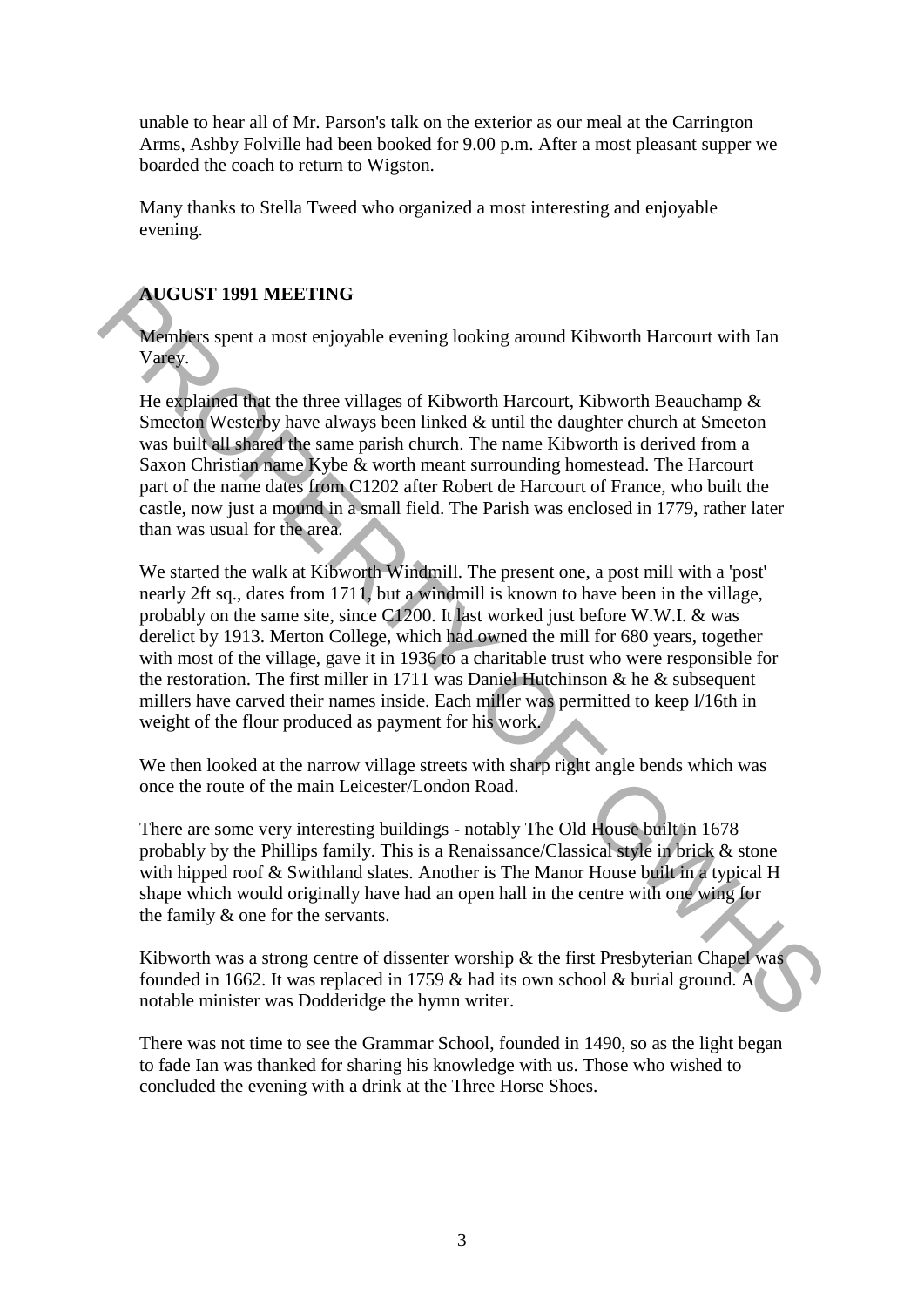unable to hear all of Mr. Parson's talk on the exterior as our meal at the Carrington Arms, Ashby Folville had been booked for 9.00 p.m. After a most pleasant supper we boarded the coach to return to Wigston.

Many thanks to Stella Tweed who organized a most interesting and enjoyable evening.

**AUGUST 1991 MEETING**

Members spent a most enjoyable evening looking around Kibworth Harcourt with Ian Varey.

He explained that the three villages of Kibworth Harcourt, Kibworth Beauchamp & Smeeton Westerby have always been linked & until the daughter church at Smeeton was built all shared the same parish church. The name Kibworth is derived from a Saxon Christian name Kybe & worth meant surrounding homestead. The Harcourt part of the name dates from C1202 after Robert de Harcourt of France, who built the castle, now just a mound in a small field. The Parish was enclosed in 1779, rather later than was usual for the area.

We started the walk at Kibworth Windmill. The present one, a post mill with a 'post' nearly 2ft sq., dates from 1711, but a windmill is known to have been in the village, probably on the same site, since C1200. It last worked just before W.W.I. & was derelict by 1913. Merton College, which had owned the mill for 680 years, together with most of the village, gave it in 1936 to a charitable trust who were responsible for the restoration. The first miller in 1711 was Daniel Hutchinson & he & subsequent millers have carved their names inside. Each miller was permitted to keep l/16th in weight of the flour produced as payment for his work.

We then looked at the narrow village streets with sharp right angle bends which was once the route of the main Leicester/London Road.

There are some very interesting buildings - notably The Old House built in 1678 probably by the Phillips family. This is a Renaissance/Classical style in brick & stone with hipped roof & Swithland slates. Another is The Manor House built in a typical H shape which would originally have had an open hall in the centre with one wing for the family & one for the servants.

Kibworth was a strong centre of dissenter worship & the first Presbyterian Chapel was founded in 1662. It was replaced in 1759 & had its own school & burial ground. A notable minister was Dodderidge the hymn writer.

There was not time to see the Grammar School, founded in 1490, so as the light began to fade Ian was thanked for sharing his knowledge with us. Those who wished to concluded the evening with a drink at the Three Horse Shoes.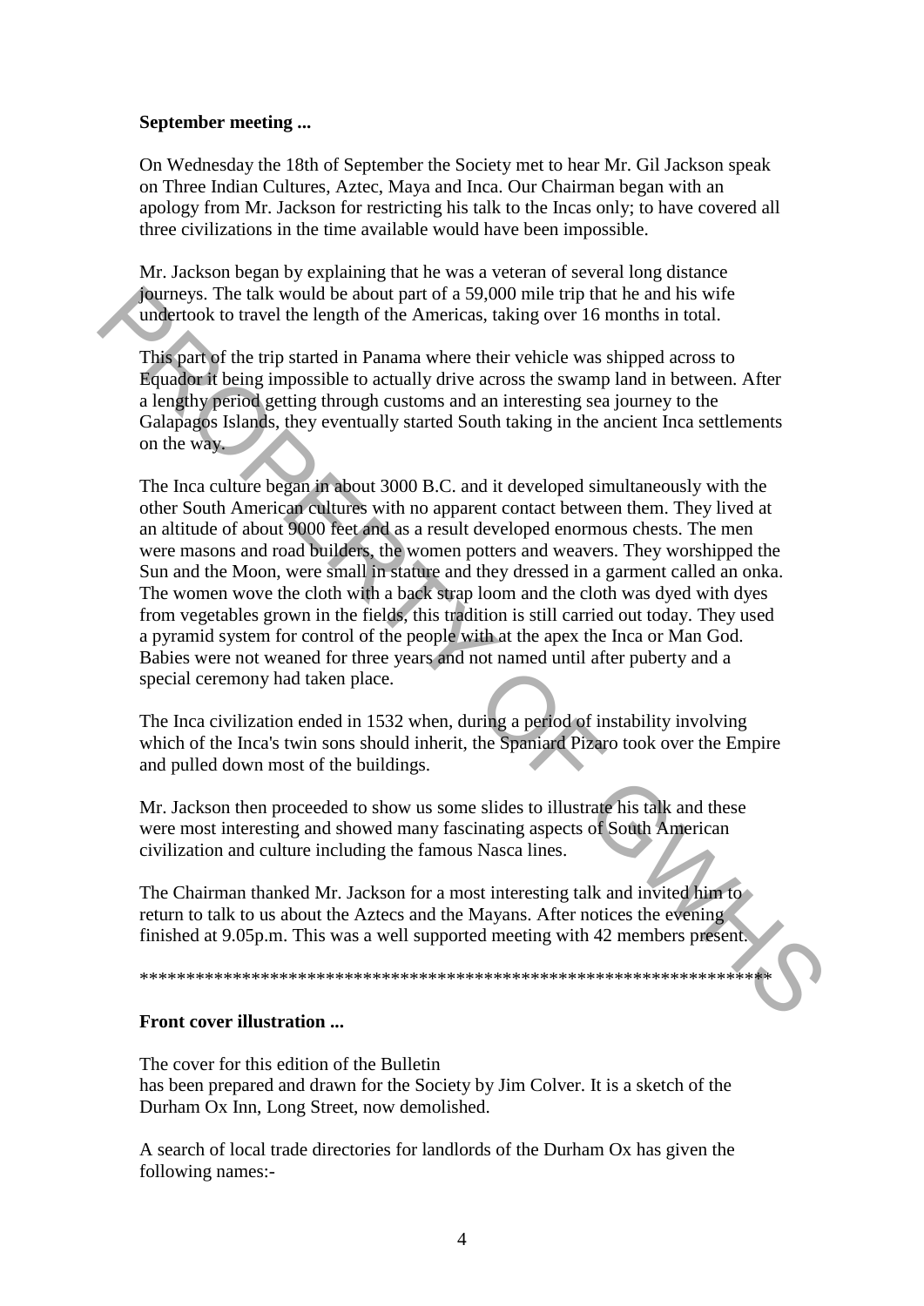**September meeting ...**

On Wednesday the 18th of September the Society met to hear Mr. Gil Jackson speak on Three Indian Cultures, Aztec, Maya and Inca. Our Chairman began with an apology from Mr. Jackson for restricting his talk to the Incas only; to have covered all three civilizations in the time available would have been impossible.

Mr. Jackson began by explaining that he was a veteran of several long distance journeys. The talk would be about part of a 59,000 mile trip that he and his wife undertook to travel the length of the Americas, taking over 16 months in total.

This part of the trip started in Panama where their vehicle was shipped across to Equador it being impossible to actually drive across the swamp land in between. After a lengthy period getting through customs and an interesting sea journey to the Galapagos Islands, they eventually started South taking in the ancient Inca settlements on the way.

The Inca culture began in about 3000 B.C. and it developed simultaneously with the other South American cultures with no apparent contact between them. They lived at an altitude of about 9000 feet and as a result developed enormous chests. The men were masons and road builders, the women potters and weavers. They worshipped the Sun and the Moon, were small in stature and they dressed in a garment called an onka. The women wove the cloth with a back strap loom and the cloth was dyed with dyes from vegetables grown in the fields, this tradition is still carried out today. They used a pyramid system for control of the people with at the apex the Inca or Man God. Babies were not weaned for three years and not named until after puberty and a special ceremony had taken place.

The Inca civilization ended in 1532 when, during a period of instability involving which of the Inca's twin sons should inherit, the Spaniard Pizaro took over the Empire and pulled down most of the buildings.

Mr. Jackson then proceeded to show us some slides to illustrate his talk and these were most interesting and showed many fascinating aspects of South American civilization and culture including the famous Nasca lines.

The Chairman thanked Mr. Jackson for a most interesting talk and invited him to return to talk to us about the Aztecs and the Mayans. After notices the evening finished at 9.05p.m. This was a well supported meeting with 42 members present.

*********************************************************************

**Front cover illustration ...**

The cover for this edition of the Bulletin
has been prepared and drawn for the Society by Jim Colver. It is a sketch of the Durham Ox Inn, Long Street, now demolished.

A search of local trade directories for landlords of the Durham Ox has given the following names:-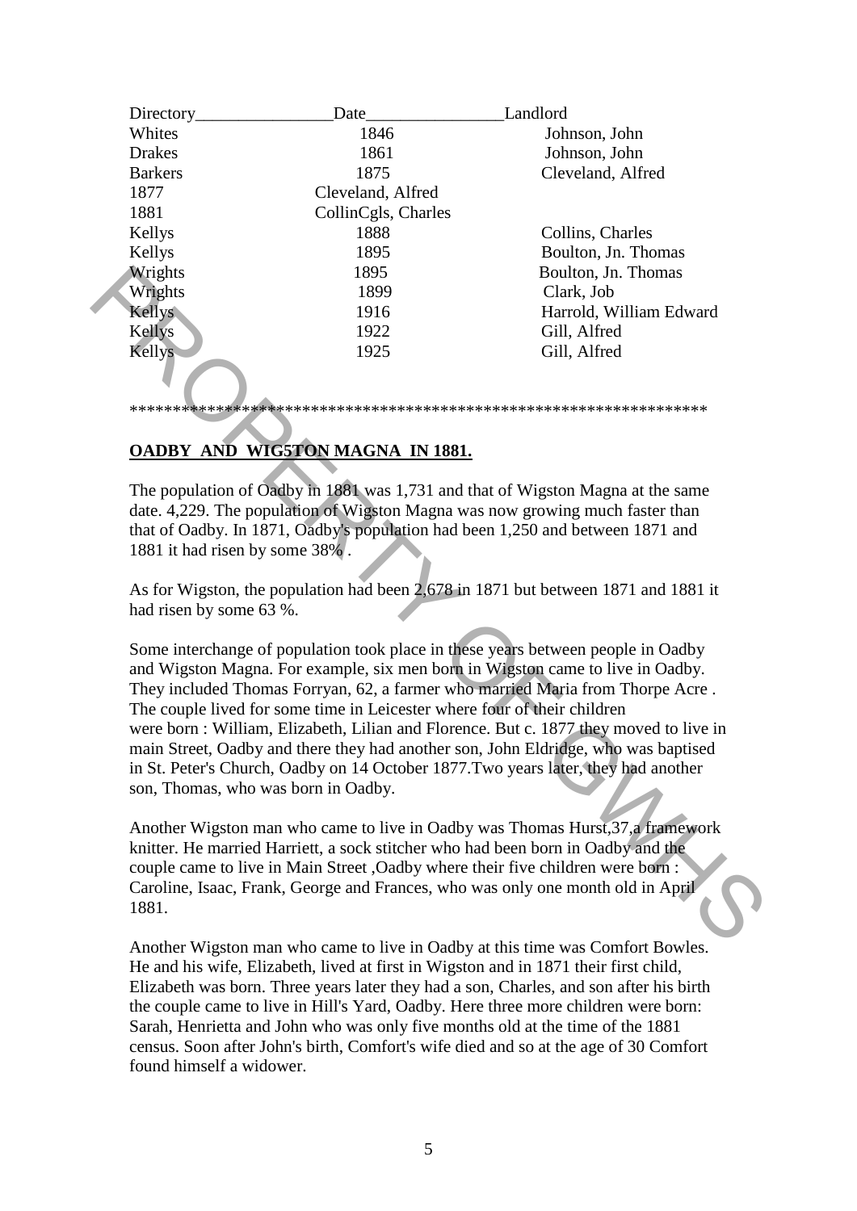| Directory | Date | Landlord |
| --- | --- | --- |
| Whites | 1846 | Johnson, John |
| Drakes | 1861 | Johnson, John |
| Barkers | 1875 | Cleveland, Alfred |
| 1877 | Cleveland, Alfred | |
| 1881 | CollinCgls, Charles | |
| Kellys | 1888 | Collins, Charles |
| Kellys | 1895 | Boulton, Jn. Thomas |
| Wrights | 1895 | Boulton, Jn. Thomas |
| Wrights | 1899 | Clark, Job |
| Kellys | 1916 | Harrold, William Edward |
| Kellys | 1922 | Gill, Alfred |
| Kellys | 1925 | Gill, Alfred |

*******************************************************************

**OADBY AND WIG5TON MAGNA IN 1881.**

The population of Oadby in 1881 was 1,731 and that of Wigston Magna at the same date. 4,229. The population of Wigston Magna was now growing much faster than that of Oadby. In 1871, Oadby's population had been 1,250 and between 1871 and 1881 it had risen by some 38% .

As for Wigston, the population had been 2,678 in 1871 but between 1871 and 1881 it had risen by some 63 %.

Some interchange of population took place in these years between people in Oadby and Wigston Magna. For example, six men born in Wigston came to live in Oadby. They included Thomas Forryan, 62, a farmer who married Maria from Thorpe Acre . The couple lived for some time in Leicester where four of their children were born : William, Elizabeth, Lilian and Florence. But c. 1877 they moved to live in main Street, Oadby and there they had another son, John Eldridge, who was baptised in St. Peter's Church, Oadby on 14 October 1877.Two years later, they had another son, Thomas, who was born in Oadby.

Another Wigston man who came to live in Oadby was Thomas Hurst,37,a framework knitter. He married Harriett, a sock stitcher who had been born in Oadby and the couple came to live in Main Street ,Oadby where their five children were born : Caroline, Isaac, Frank, George and Frances, who was only one month old in April 1881.

Another Wigston man who came to live in Oadby at this time was Comfort Bowles. He and his wife, Elizabeth, lived at first in Wigston and in 1871 their first child, Elizabeth was born. Three years later they had a son, Charles, and son after his birth the couple came to live in Hill's Yard, Oadby. Here three more children were born: Sarah, Henrietta and John who was only five months old at the time of the 1881 census. Soon after John's birth, Comfort's wife died and so at the age of 30 Comfort found himself a widower.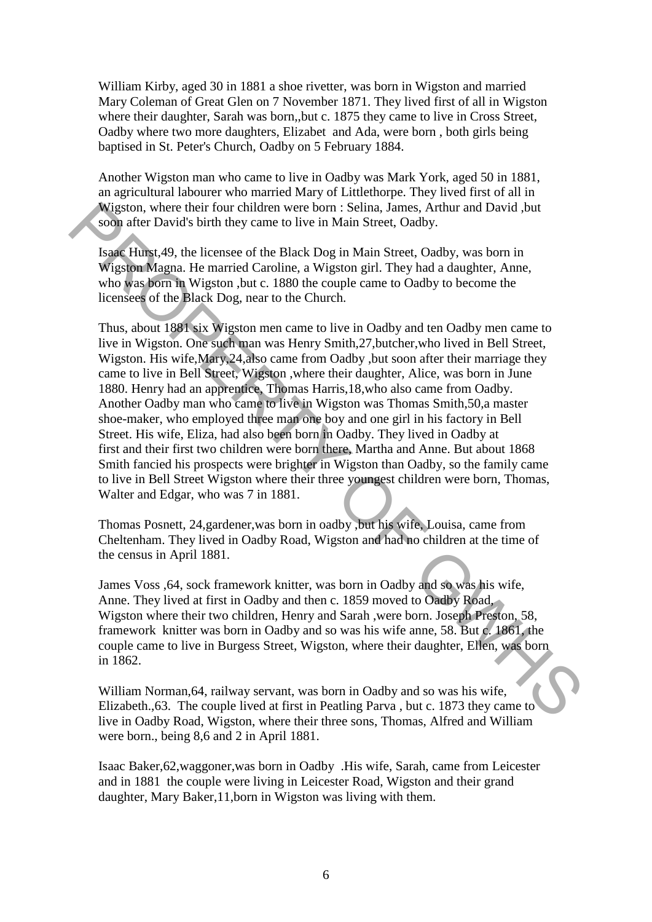William Kirby, aged 30 in 1881 a shoe rivetter, was born in Wigston and married Mary Coleman of Great Glen on 7 November 1871. They lived first of all in Wigston where their daughter, Sarah was born,,but c. 1875 they came to live in Cross Street, Oadby where two more daughters, Elizabet and Ada, were born , both girls being baptised in St. Peter's Church, Oadby on 5 February 1884.

Another Wigston man who came to live in Oadby was Mark York, aged 50 in 1881, an agricultural labourer who married Mary of Littlethorpe. They lived first of all in Wigston, where their four children were born : Selina, James, Arthur and David ,but soon after David's birth they came to live in Main Street, Oadby.

Isaac Hurst,49, the licensee of the Black Dog in Main Street, Oadby, was born in Wigston Magna. He married Caroline, a Wigston girl. They had a daughter, Anne, who was born in Wigston ,but c. 1880 the couple came to Oadby to become the licensees of the Black Dog, near to the Church.

Thus, about 1881 six Wigston men came to live in Oadby and ten Oadby men came to live in Wigston. One such man was Henry Smith,27,butcher,who lived in Bell Street, Wigston. His wife,Mary,24,also came from Oadby ,but soon after their marriage they came to live in Bell Street, Wigston ,where their daughter, Alice, was born in June 1880. Henry had an apprentice, Thomas Harris,18,who also came from Oadby. Another Oadby man who came to live in Wigston was Thomas Smith,50,a master shoe-maker, who employed three man one boy and one girl in his factory in Bell Street. His wife, Eliza, had also been born in Oadby. They lived in Oadby at first and their first two children were born there, Martha and Anne. But about 1868 Smith fancied his prospects were brighter in Wigston than Oadby, so the family came to live in Bell Street Wigston where their three youngest children were born, Thomas, Walter and Edgar, who was 7 in 1881.

Thomas Posnett, 24,gardener,was born in oadby ,but his wife, Louisa, came from Cheltenham. They lived in Oadby Road, Wigston and had no children at the time of the census in April 1881.

James Voss ,64, sock framework knitter, was born in Oadby and so was his wife, Anne. They lived at first in Oadby and then c. 1859 moved to Oadby Road, Wigston where their two children, Henry and Sarah ,were born. Joseph Preston, 58, framework knitter was born in Oadby and so was his wife anne, 58. But c. 1861, the couple came to live in Burgess Street, Wigston, where their daughter, Ellen, was born in 1862.

William Norman,64, railway servant, was born in Oadby and so was his wife, Elizabeth.,63. The couple lived at first in Peatling Parva , but c. 1873 they came to live in Oadby Road, Wigston, where their three sons, Thomas, Alfred and William were born., being 8,6 and 2 in April 1881.

Isaac Baker,62,waggoner,was born in Oadby .His wife, Sarah, came from Leicester and in 1881 the couple were living in Leicester Road, Wigston and their grand daughter, Mary Baker,11,born in Wigston was living with them.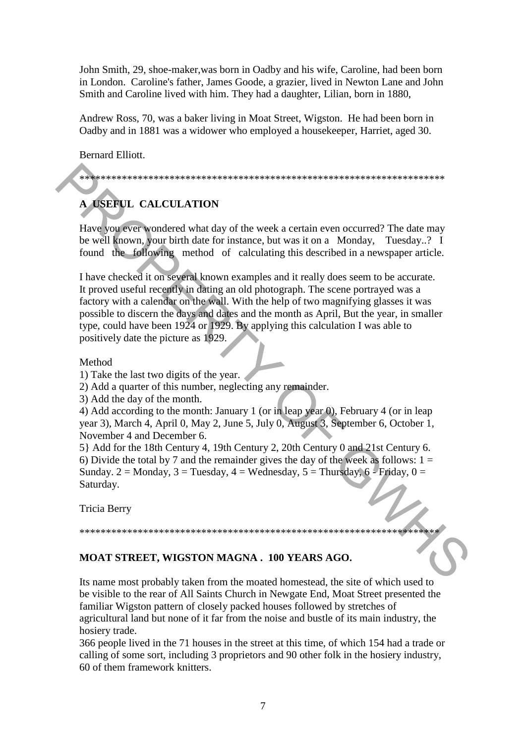John Smith, 29, shoe-maker,was born in Oadby and his wife, Caroline, had been born in London. Caroline's father, James Goode, a grazier, lived in Newton Lane and John Smith and Caroline lived with him. They had a daughter, Lilian, born in 1880,

Andrew Ross, 70, was a baker living in Moat Street, Wigston. He had been born in Oadby and in 1881 was a widower who employed a housekeeper, Harriet, aged 30.

Bernard Elliott.

**********************************************************************

## A USEFUL CALCULATION

Have you ever wondered what day of the week a certain even occurred? The date may be well known, your birth date for instance, but was it on a Monday, Tuesday..? I found the following method of calculating this described in a newspaper article.

I have checked it on several known examples and it really does seem to be accurate. It proved useful recently in dating an old photograph. The scene portrayed was a factory with a calendar on the wall. With the help of two magnifying glasses it was possible to discern the days and dates and the month as April, But the year, in smaller type, could have been 1924 or 1929. By applying this calculation I was able to positively date the picture as 1929.

Method

1) Take the last two digits of the year.
2) Add a quarter of this number, neglecting any remainder.
3) Add the day of the month.
4) Add according to the month: January 1 (or in leap year 0), February 4 (or in leap year 3), March 4, April 0, May 2, June 5, July 0, August 3, September 6, October 1, November 4 and December 6.
5} Add for the 18th Century 4, 19th Century 2, 20th Century 0 and 21st Century 6.
6) Divide the total by 7 and the remainder gives the day of the week as follows: 1 = Sunday. 2 = Monday, 3 = Tuesday, 4 = Wednesday, 5 = Thursday, 6 - Friday, 0 = Saturday.

Tricia Berry

**********************************************************************

## MOAT STREET, WIGSTON MAGNA . 100 YEARS AGO.

Its name most probably taken from the moated homestead, the site of which used to be visible to the rear of All Saints Church in Newgate End, Moat Street presented the familiar Wigston pattern of closely packed houses followed by stretches of agricultural land but none of it far from the noise and bustle of its main industry, the hosiery trade.

366 people lived in the 71 houses in the street at this time, of which 154 had a trade or calling of some sort, including 3 proprietors and 90 other folk in the hosiery industry, 60 of them framework knitters.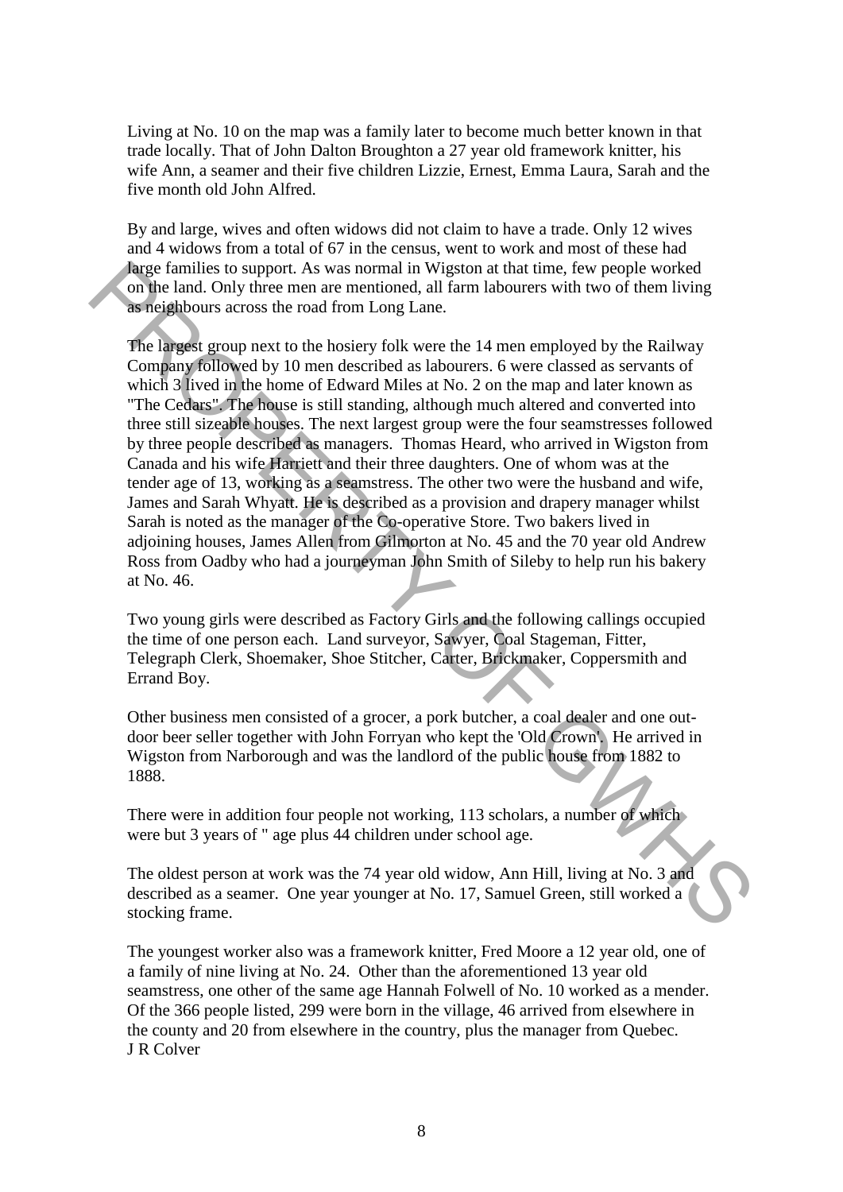Living at No. 10 on the map was a family later to become much better known in that trade locally. That of John Dalton Broughton a 27 year old framework knitter, his wife Ann, a seamer and their five children Lizzie, Ernest, Emma Laura, Sarah and the five month old John Alfred.

By and large, wives and often widows did not claim to have a trade. Only 12 wives and 4 widows from a total of 67 in the census, went to work and most of these had large families to support. As was normal in Wigston at that time, few people worked on the land. Only three men are mentioned, all farm labourers with two of them living as neighbours across the road from Long Lane.

The largest group next to the hosiery folk were the 14 men employed by the Railway Company followed by 10 men described as labourers. 6 were classed as servants of which 3 lived in the home of Edward Miles at No. 2 on the map and later known as "The Cedars". The house is still standing, although much altered and converted into three still sizeable houses. The next largest group were the four seamstresses followed by three people described as managers. Thomas Heard, who arrived in Wigston from Canada and his wife Harriett and their three daughters. One of whom was at the tender age of 13, working as a seamstress. The other two were the husband and wife, James and Sarah Whyatt. He is described as a provision and drapery manager whilst Sarah is noted as the manager of the Co-operative Store. Two bakers lived in adjoining houses, James Allen from Gilmorton at No. 45 and the 70 year old Andrew Ross from Oadby who had a journeyman John Smith of Sileby to help run his bakery at No. 46.

Two young girls were described as Factory Girls and the following callings occupied the time of one person each. Land surveyor, Sawyer, Coal Stageman, Fitter, Telegraph Clerk, Shoemaker, Shoe Stitcher, Carter, Brickmaker, Coppersmith and Errand Boy.

Other business men consisted of a grocer, a pork butcher, a coal dealer and one out-door beer seller together with John Forryan who kept the 'Old Crown'. He arrived in Wigston from Narborough and was the landlord of the public house from 1882 to 1888.

There were in addition four people not working, 113 scholars, a number of which were but 3 years of " age plus 44 children under school age.

The oldest person at work was the 74 year old widow, Ann Hill, living at No. 3 and described as a seamer. One year younger at No. 17, Samuel Green, still worked a stocking frame.

The youngest worker also was a framework knitter, Fred Moore a 12 year old, one of a family of nine living at No. 24. Other than the aforementioned 13 year old seamstress, one other of the same age Hannah Folwell of No. 10 worked as a mender. Of the 366 people listed, 299 were born in the village, 46 arrived from elsewhere in the county and 20 from elsewhere in the country, plus the manager from Quebec.
J R Colver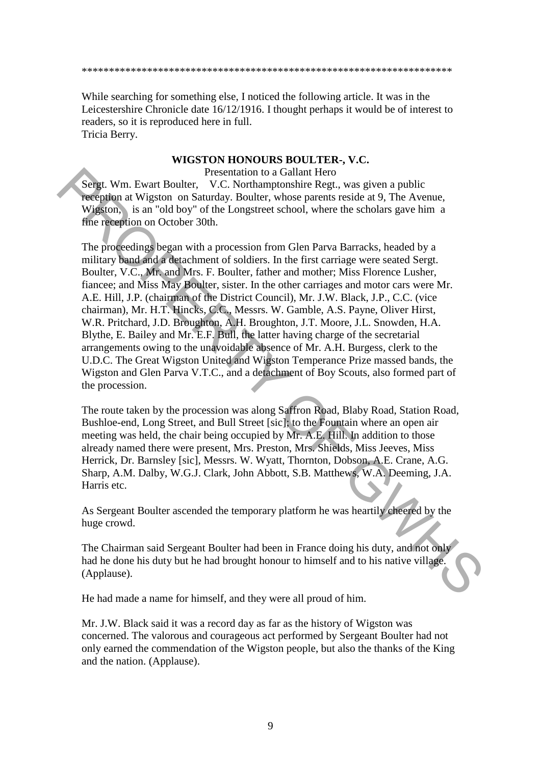**********************************************************************

While searching for something else, I noticed the following article. It was in the Leicestershire Chronicle date 16/12/1916. I thought perhaps it would be of interest to readers, so it is reproduced here in full.
Tricia Berry.

**WIGSTON HONOURS BOULTER-, V.C.**

Presentation to a Gallant Hero

Sergt. Wm. Ewart Boulter, V.C. Northamptonshire Regt., was given a public reception at Wigston on Saturday. Boulter, whose parents reside at 9, The Avenue, Wigston, is an "old boy" of the Longstreet school, where the scholars gave him a fine reception on October 30th.

The proceedings began with a procession from Glen Parva Barracks, headed by a military band and a detachment of soldiers. In the first carriage were seated Sergt. Boulter, V.C., Mr. and Mrs. F. Boulter, father and mother; Miss Florence Lusher, fiancee; and Miss May Boulter, sister. In the other carriages and motor cars were Mr. A.E. Hill, J.P. (chairman of the District Council), Mr. J.W. Black, J.P., C.C. (vice chairman), Mr. H.T. Hincks, C.C., Messrs. W. Gamble, A.S. Payne, Oliver Hirst, W.R. Pritchard, J.D. Broughton, A.H. Broughton, J.T. Moore, J.L. Snowden, H.A. Blythe, E. Bailey and Mr. E.F. Bull, the latter having charge of the secretarial arrangements owing to the unavoidable absence of Mr. A.H. Burgess, clerk to the U.D.C. The Great Wigston United and Wigston Temperance Prize massed bands, the Wigston and Glen Parva V.T.C., and a detachment of Boy Scouts, also formed part of the procession.

The route taken by the procession was along Saffron Road, Blaby Road, Station Road, Bushloe-end, Long Street, and Bull Street [sic], to the Fountain where an open air meeting was held, the chair being occupied by Mr. A.E. Hill. In addition to those already named there were present, Mrs. Preston, Mrs. Shields, Miss Jeeves, Miss Herrick, Dr. Barnsley [sic], Messrs. W. Wyatt, Thornton, Dobson, A.E. Crane, A.G. Sharp, A.M. Dalby, W.G.J. Clark, John Abbott, S.B. Matthews, W.A. Deeming, J.A. Harris etc.

As Sergeant Boulter ascended the temporary platform he was heartily cheered by the huge crowd.

The Chairman said Sergeant Boulter had been in France doing his duty, and not only had he done his duty but he had brought honour to himself and to his native village. (Applause).

He had made a name for himself, and they were all proud of him.

Mr. J.W. Black said it was a record day as far as the history of Wigston was concerned. The valorous and courageous act performed by Sergeant Boulter had not only earned the commendation of the Wigston people, but also the thanks of the King and the nation. (Applause).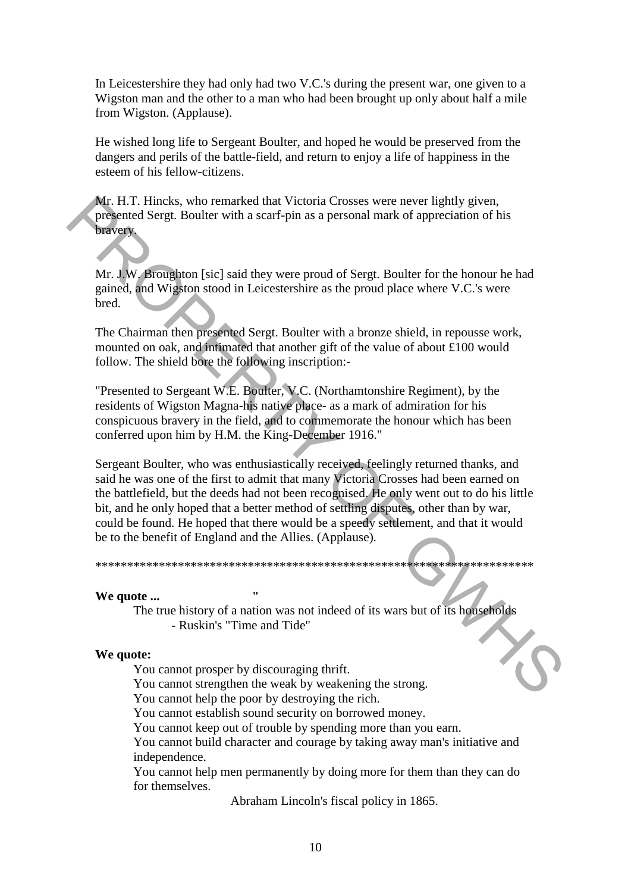In Leicestershire they had only had two V.C.'s during the present war, one given to a Wigston man and the other to a man who had been brought up only about half a mile from Wigston. (Applause).

He wished long life to Sergeant Boulter, and hoped he would be preserved from the dangers and perils of the battle-field, and return to enjoy a life of happiness in the esteem of his fellow-citizens.

Mr. H.T. Hincks, who remarked that Victoria Crosses were never lightly given, presented Sergt. Boulter with a scarf-pin as a personal mark of appreciation of his bravery.

Mr. J.W. Broughton [sic] said they were proud of Sergt. Boulter for the honour he had gained, and Wigston stood in Leicestershire as the proud place where V.C.'s were bred.

The Chairman then presented Sergt. Boulter with a bronze shield, in repousse work, mounted on oak, and intimated that another gift of the value of about £100 would follow. The shield bore the following inscription:-

"Presented to Sergeant W.E. Boulter, V.C. (Northamtonshire Regiment), by the residents of Wigston Magna-his native place- as a mark of admiration for his conspicuous bravery in the field, and to commemorate the honour which has been conferred upon him by H.M. the King-December 1916."

Sergeant Boulter, who was enthusiastically received, feelingly returned thanks, and said he was one of the first to admit that many Victoria Crosses had been earned on the battlefield, but the deeds had not been recognised. He only went out to do his little bit, and he only hoped that a better method of settling disputes, other than by war, could be found. He hoped that there would be a speedy settlement, and that it would be to the benefit of England and the Allies. (Applause).

************************************************************************

**We quote ...** "

The true history of a nation was not indeed of its wars but of its households
- Ruskin's "Time and Tide"

**We quote:**

You cannot prosper by discouraging thrift.
You cannot strengthen the weak by weakening the strong.
You cannot help the poor by destroying the rich.
You cannot establish sound security on borrowed money.
You cannot keep out of trouble by spending more than you earn.
You cannot build character and courage by taking away man's initiative and independence.
You cannot help men permanently by doing more for them than they can do for themselves.

Abraham Lincoln's fiscal policy in 1865.